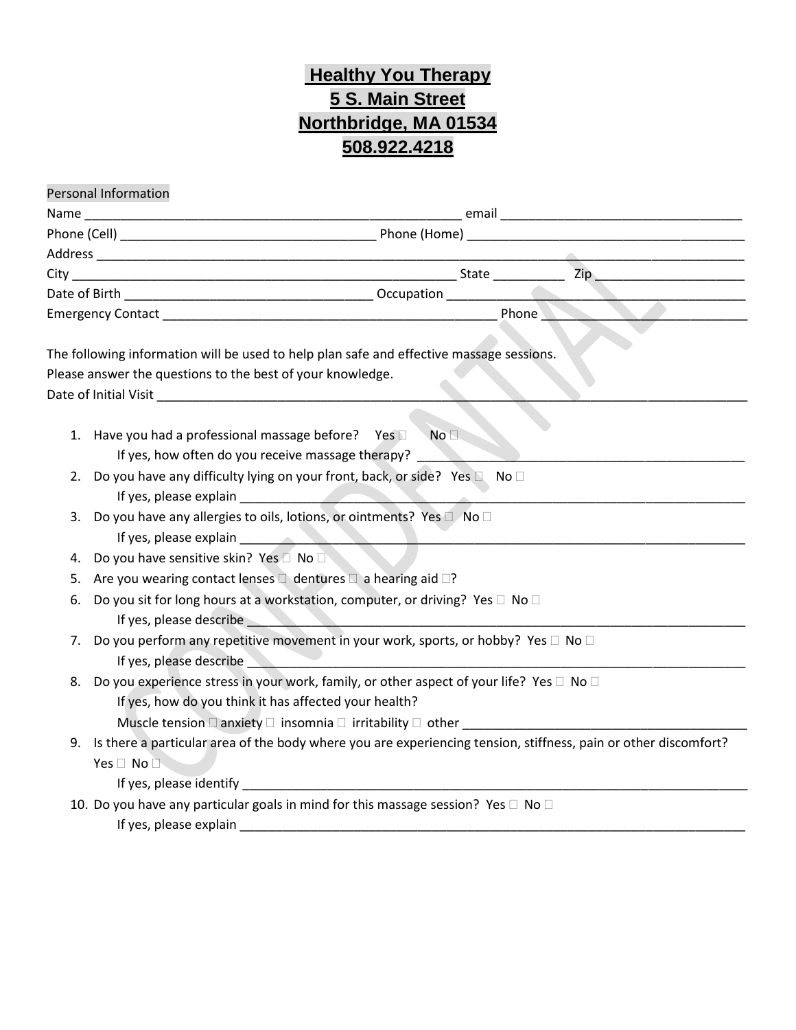# Healthy You Therapy
# 5 S. Main Street
# Northbridge, MA 01534
# 508.922.4218

Personal Information

Name ______________________________________________________ email __________________________________

Phone (Cell) ____________________________________ Phone (Home) _______________________________________

Address _________________________________________________________________________________________

City ______________________________________________________ State __________ Zip _____________________

Date of Birth __________________________________ Occupation __________________________________________

Emergency Contact _______________________________________________ Phone ____________________________

The following information will be used to help plan safe and effective massage sessions.
Please answer the questions to the best of your knowledge.

Date of Initial Visit ________________________________________________________________________________

1. Have you had a professional massage before? Yes ☐ No ☐
   If yes, how often do you receive massage therapy? _______________________________________________
2. Do you have any difficulty lying on your front, back, or side? Yes ☐ No ☐
   If yes, please explain _________________________________________________________________________
3. Do you have any allergies to oils, lotions, or ointments? Yes ☐ No ☐
   If yes, please explain _________________________________________________________________________
4. Do you have sensitive skin? Yes ☐ No ☐
5. Are you wearing contact lenses ☐ dentures ☐ a hearing aid ☐?
6. Do you sit for long hours at a workstation, computer, or driving? Yes ☐ No ☐
   If yes, please describe _______________________________________________________________________
7. Do you perform any repetitive movement in your work, sports, or hobby? Yes ☐ No ☐
   If yes, please describe _______________________________________________________________________
8. Do you experience stress in your work, family, or other aspect of your life? Yes ☐ No ☐
   If yes, how do you think it has affected your health?
   Muscle tension ☐ anxiety ☐ insomnia ☐ irritability ☐ other _______________________________________
9. Is there a particular area of the body where you are experiencing tension, stiffness, pain or other discomfort?
   Yes ☐ No ☐
   If yes, please identify ________________________________________________________________________
10. Do you have any particular goals in mind for this massage session? Yes ☐ No ☐
    If yes, please explain _________________________________________________________________________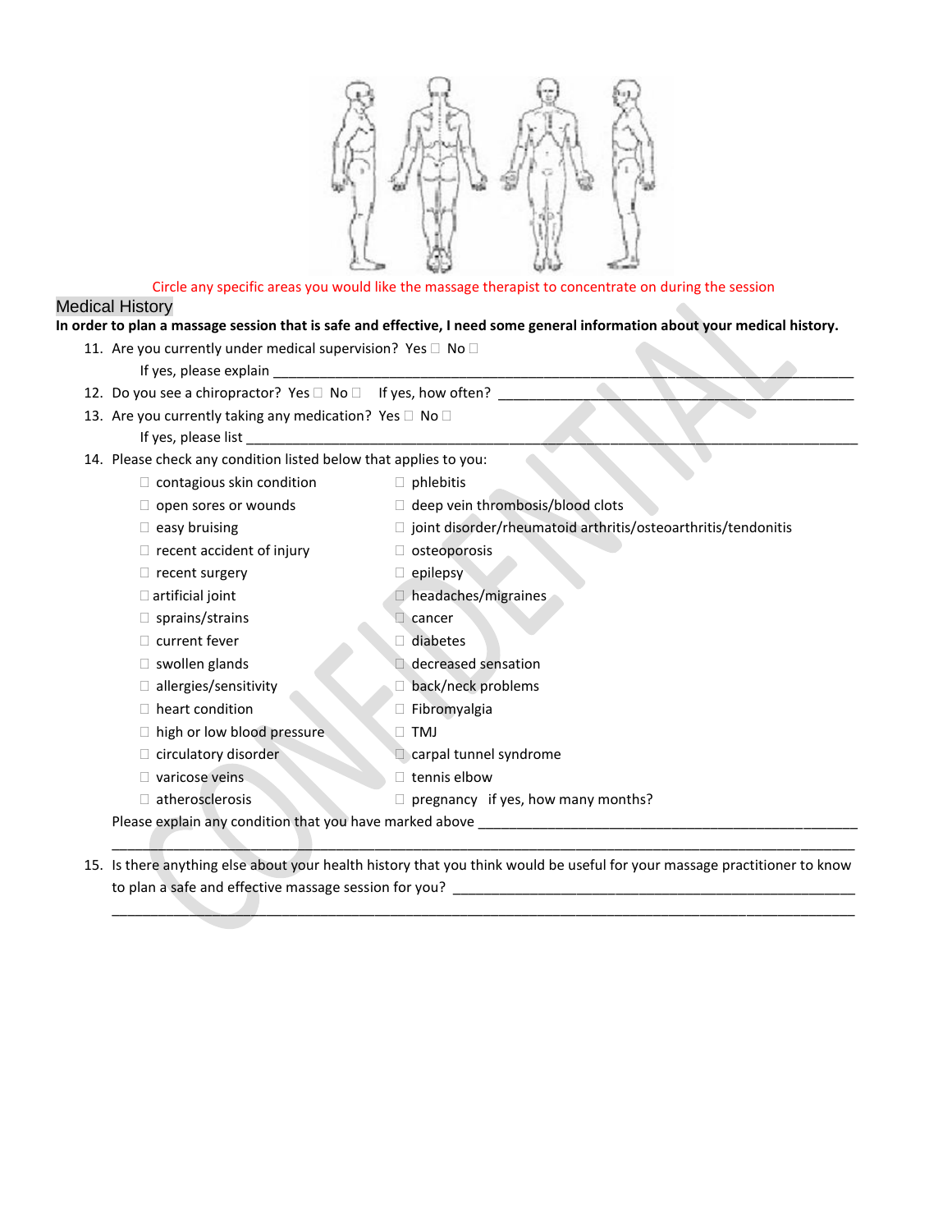Circle any specific areas you would like the massage therapist to concentrate on during the session

## Medical History

**In order to plan a massage session that is safe and effective, I need some general information about your medical history.**

11. Are you currently under medical supervision? Yes ☐ No ☐
    If yes, please explain ____________________________________________
12. Do you see a chiropractor? Yes ☐ No ☐ If yes, how often? ____________________________
13. Are you currently taking any medication? Yes ☐ No ☐
    If yes, please list ____________________________________________
14. Please check any condition listed below that applies to you:

- ☐ contagious skin condition
- ☐ open sores or wounds
- ☐ easy bruising
- ☐ recent accident of injury
- ☐ recent surgery
- ☐ artificial joint
- ☐ sprains/strains
- ☐ current fever
- ☐ swollen glands
- ☐ allergies/sensitivity
- ☐ heart condition
- ☐ high or low blood pressure
- ☐ circulatory disorder
- ☐ varicose veins
- ☐ atherosclerosis
- ☐ phlebitis
- ☐ deep vein thrombosis/blood clots
- ☐ joint disorder/rheumatoid arthritis/osteoarthritis/tendonitis
- ☐ osteoporosis
- ☐ epilepsy
- ☐ headaches/migraines
- ☐ cancer
- ☐ diabetes
- ☐ decreased sensation
- ☐ back/neck problems
- ☐ Fibromyalgia
- ☐ TMJ
- ☐ carpal tunnel syndrome
- ☐ tennis elbow
- ☐ pregnancy if yes, how many months?

Please explain any condition that you have marked above ____________________________________________

____________________________________________________________________________

15. Is there anything else about your health history that you think would be useful for your massage practitioner to know to plan a safe and effective massage session for you? ____________________________________________

____________________________________________________________________________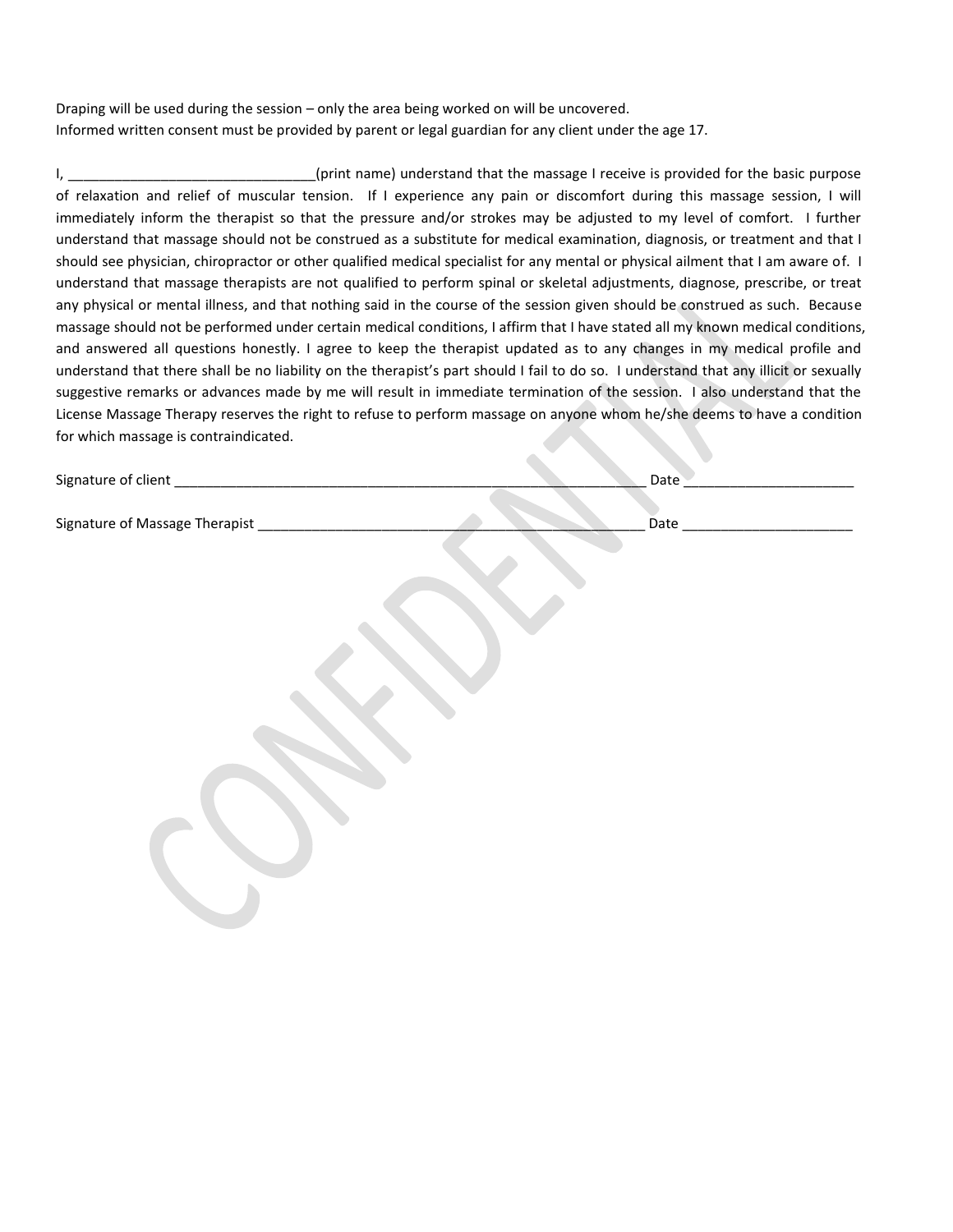Draping will be used during the session – only the area being worked on will be uncovered.
Informed written consent must be provided by parent or legal guardian for any client under the age 17.

I, _______________________________(print name) understand that the massage I receive is provided for the basic purpose of relaxation and relief of muscular tension. If I experience any pain or discomfort during this massage session, I will immediately inform the therapist so that the pressure and/or strokes may be adjusted to my level of comfort. I further understand that massage should not be construed as a substitute for medical examination, diagnosis, or treatment and that I should see physician, chiropractor or other qualified medical specialist for any mental or physical ailment that I am aware of. I understand that massage therapists are not qualified to perform spinal or skeletal adjustments, diagnose, prescribe, or treat any physical or mental illness, and that nothing said in the course of the session given should be construed as such. Because massage should not be performed under certain medical conditions, I affirm that I have stated all my known medical conditions, and answered all questions honestly. I agree to keep the therapist updated as to any changes in my medical profile and understand that there shall be no liability on the therapist's part should I fail to do so. I understand that any illicit or sexually suggestive remarks or advances made by me will result in immediate termination of the session. I also understand that the License Massage Therapy reserves the right to refuse to perform massage on anyone whom he/she deems to have a condition for which massage is contraindicated.

Signature of client ____________________________________________________________ Date _____________________

Signature of Massage Therapist _________________________________________________ Date _____________________

CONFIDENTIAL